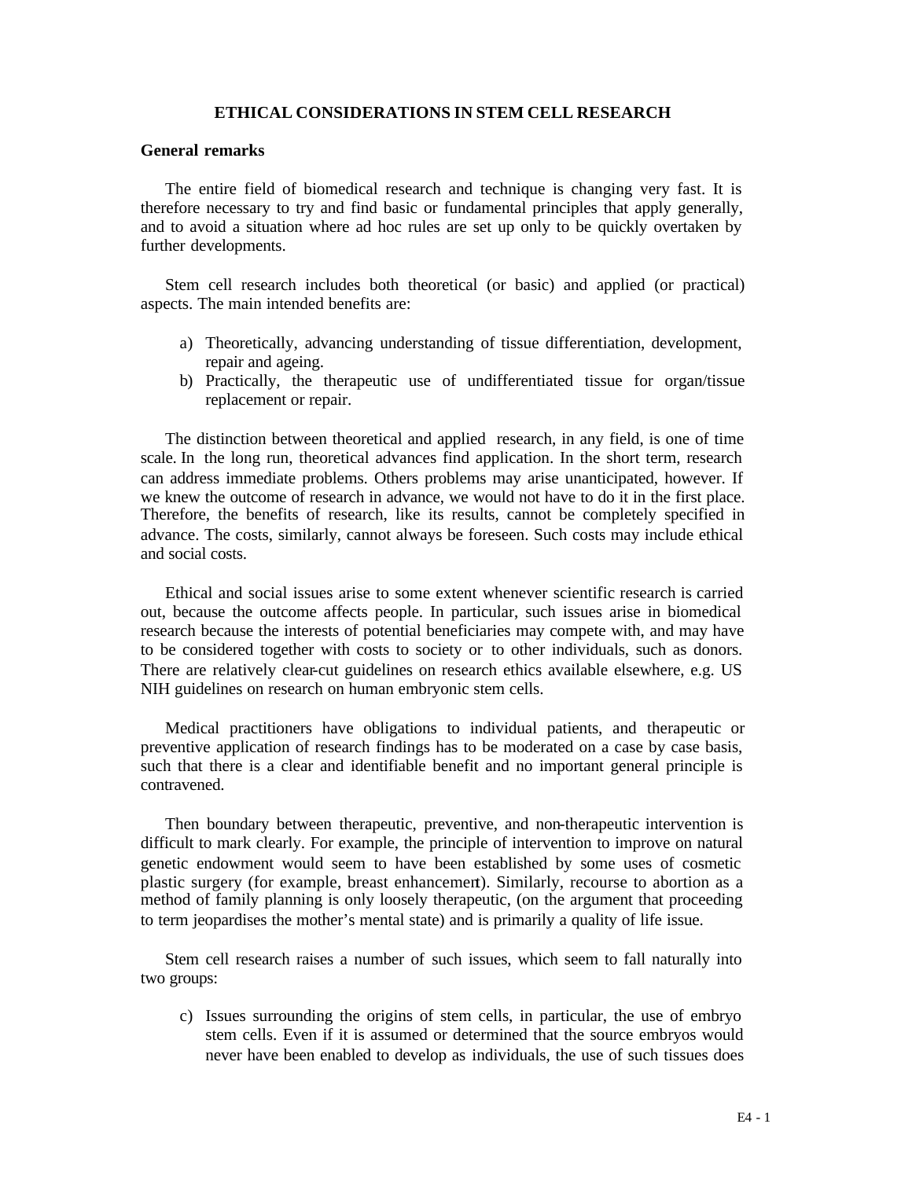# ETHICAL CONSIDERATIONS IN STEM CELL RESEARCH

## General remarks

The entire field of biomedical research and technique is changing very fast. It is therefore necessary to try and find basic or fundamental principles that apply generally, and to avoid a situation where ad hoc rules are set up only to be quickly overtaken by further developments.

Stem cell research includes both theoretical (or basic) and applied (or practical) aspects. The main intended benefits are:

a) Theoretically, advancing understanding of tissue differentiation, development, repair and ageing.
b) Practically, the therapeutic use of undifferentiated tissue for organ/tissue replacement or repair.

The distinction between theoretical and applied research, in any field, is one of time scale. In the long run, theoretical advances find application. In the short term, research can address immediate problems. Others problems may arise unanticipated, however. If we knew the outcome of research in advance, we would not have to do it in the first place. Therefore, the benefits of research, like its results, cannot be completely specified in advance. The costs, similarly, cannot always be foreseen. Such costs may include ethical and social costs.

Ethical and social issues arise to some extent whenever scientific research is carried out, because the outcome affects people. In particular, such issues arise in biomedical research because the interests of potential beneficiaries may compete with, and may have to be considered together with costs to society or to other individuals, such as donors. There are relatively clear-cut guidelines on research ethics available elsewhere, e.g. US NIH guidelines on research on human embryonic stem cells.

Medical practitioners have obligations to individual patients, and therapeutic or preventive application of research findings has to be moderated on a case by case basis, such that there is a clear and identifiable benefit and no important general principle is contravened.

Then boundary between therapeutic, preventive, and non-therapeutic intervention is difficult to mark clearly. For example, the principle of intervention to improve on natural genetic endowment would seem to have been established by some uses of cosmetic plastic surgery (for example, breast enhancement). Similarly, recourse to abortion as a method of family planning is only loosely therapeutic, (on the argument that proceeding to term jeopardises the mother's mental state) and is primarily a quality of life issue.

Stem cell research raises a number of such issues, which seem to fall naturally into two groups:

c) Issues surrounding the origins of stem cells, in particular, the use of embryo stem cells. Even if it is assumed or determined that the source embryos would never have been enabled to develop as individuals, the use of such tissues does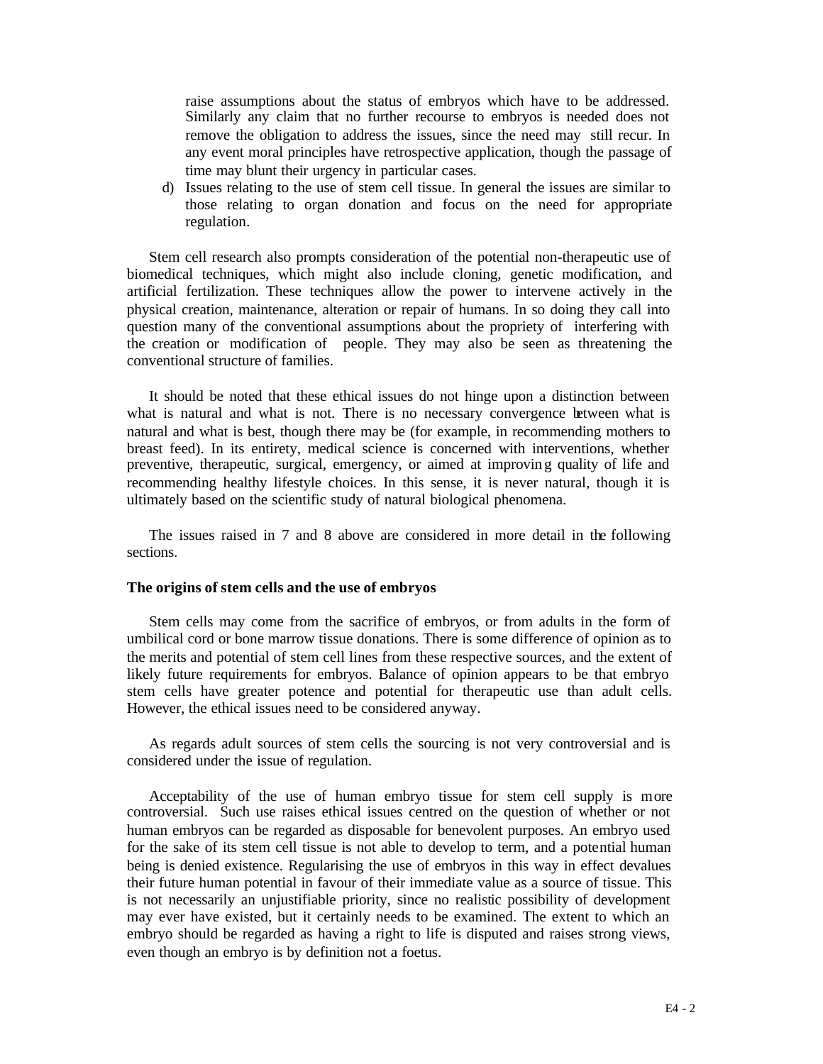raise assumptions about the status of embryos which have to be addressed. Similarly any claim that no further recourse to embryos is needed does not remove the obligation to address the issues, since the need may still recur. In any event moral principles have retrospective application, though the passage of time may blunt their urgency in particular cases.

d) Issues relating to the use of stem cell tissue. In general the issues are similar to those relating to organ donation and focus on the need for appropriate regulation.

Stem cell research also prompts consideration of the potential non-therapeutic use of biomedical techniques, which might also include cloning, genetic modification, and artificial fertilization. These techniques allow the power to intervene actively in the physical creation, maintenance, alteration or repair of humans. In so doing they call into question many of the conventional assumptions about the propriety of interfering with the creation or modification of people. They may also be seen as threatening the conventional structure of families.

It should be noted that these ethical issues do not hinge upon a distinction between what is natural and what is not. There is no necessary convergence between what is natural and what is best, though there may be (for example, in recommending mothers to breast feed). In its entirety, medical science is concerned with interventions, whether preventive, therapeutic, surgical, emergency, or aimed at improving quality of life and recommending healthy lifestyle choices. In this sense, it is never natural, though it is ultimately based on the scientific study of natural biological phenomena.

The issues raised in 7 and 8 above are considered in more detail in the following sections.

**The origins of stem cells and the use of embryos**

Stem cells may come from the sacrifice of embryos, or from adults in the form of umbilical cord or bone marrow tissue donations. There is some difference of opinion as to the merits and potential of stem cell lines from these respective sources, and the extent of likely future requirements for embryos. Balance of opinion appears to be that embryo stem cells have greater potence and potential for therapeutic use than adult cells. However, the ethical issues need to be considered anyway.

As regards adult sources of stem cells the sourcing is not very controversial and is considered under the issue of regulation.

Acceptability of the use of human embryo tissue for stem cell supply is more controversial. Such use raises ethical issues centred on the question of whether or not human embryos can be regarded as disposable for benevolent purposes. An embryo used for the sake of its stem cell tissue is not able to develop to term, and a potential human being is denied existence. Regularising the use of embryos in this way in effect devalues their future human potential in favour of their immediate value as a source of tissue. This is not necessarily an unjustifiable priority, since no realistic possibility of development may ever have existed, but it certainly needs to be examined. The extent to which an embryo should be regarded as having a right to life is disputed and raises strong views, even though an embryo is by definition not a foetus.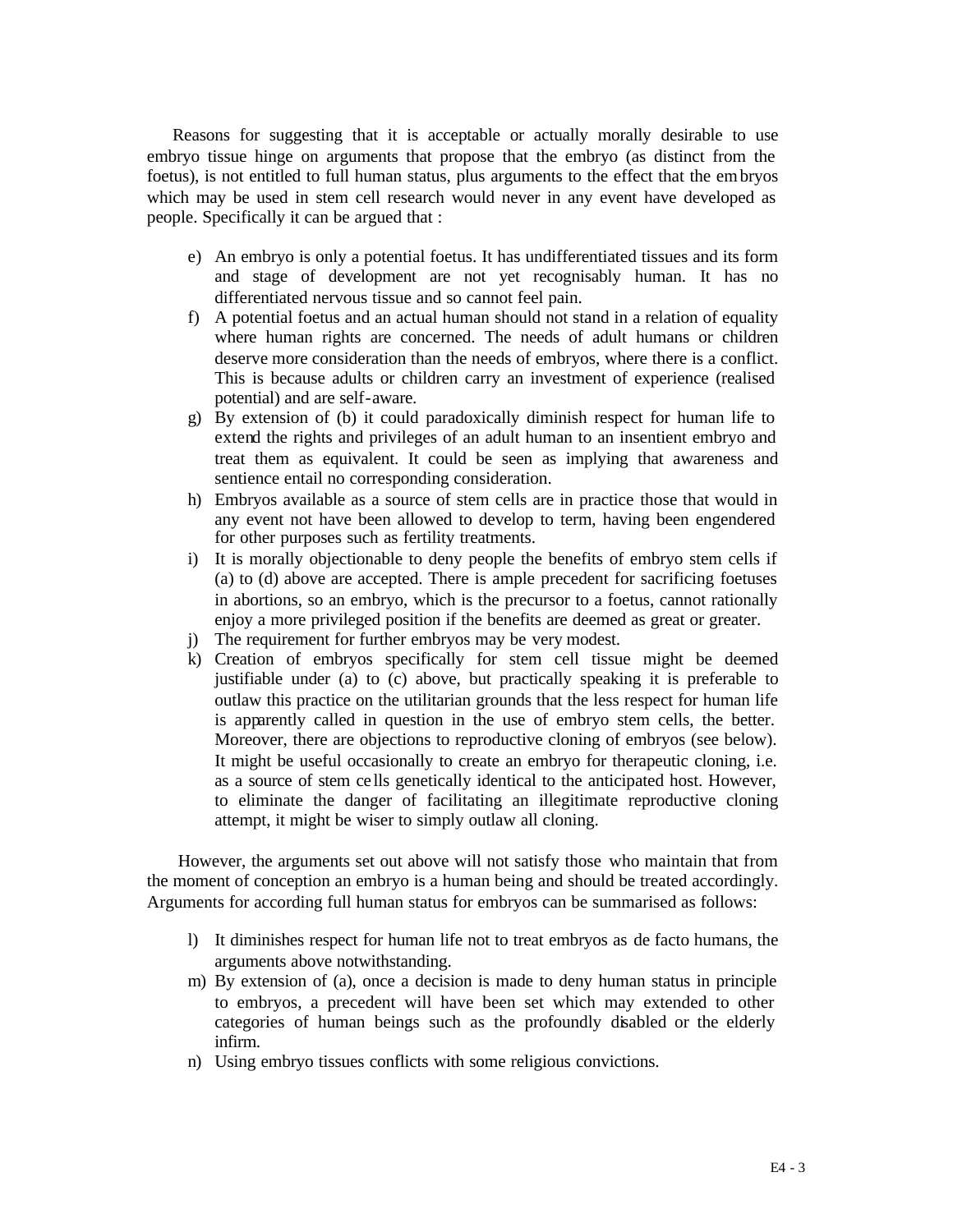Reasons for suggesting that it is acceptable or actually morally desirable to use embryo tissue hinge on arguments that propose that the embryo (as distinct from the foetus), is not entitled to full human status, plus arguments to the effect that the embryos which may be used in stem cell research would never in any event have developed as people. Specifically it can be argued that :

e) An embryo is only a potential foetus. It has undifferentiated tissues and its form and stage of development are not yet recognisably human. It has no differentiated nervous tissue and so cannot feel pain.
f) A potential foetus and an actual human should not stand in a relation of equality where human rights are concerned. The needs of adult humans or children deserve more consideration than the needs of embryos, where there is a conflict. This is because adults or children carry an investment of experience (realised potential) and are self-aware.
g) By extension of (b) it could paradoxically diminish respect for human life to extend the rights and privileges of an adult human to an insentient embryo and treat them as equivalent. It could be seen as implying that awareness and sentience entail no corresponding consideration.
h) Embryos available as a source of stem cells are in practice those that would in any event not have been allowed to develop to term, having been engendered for other purposes such as fertility treatments.
i) It is morally objectionable to deny people the benefits of embryo stem cells if (a) to (d) above are accepted. There is ample precedent for sacrificing foetuses in abortions, so an embryo, which is the precursor to a foetus, cannot rationally enjoy a more privileged position if the benefits are deemed as great or greater.
j) The requirement for further embryos may be very modest.
k) Creation of embryos specifically for stem cell tissue might be deemed justifiable under (a) to (c) above, but practically speaking it is preferable to outlaw this practice on the utilitarian grounds that the less respect for human life is apparently called in question in the use of embryo stem cells, the better. Moreover, there are objections to reproductive cloning of embryos (see below). It might be useful occasionally to create an embryo for therapeutic cloning, i.e. as a source of stem cells genetically identical to the anticipated host. However, to eliminate the danger of facilitating an illegitimate reproductive cloning attempt, it might be wiser to simply outlaw all cloning.

However, the arguments set out above will not satisfy those who maintain that from the moment of conception an embryo is a human being and should be treated accordingly. Arguments for according full human status for embryos can be summarised as follows:

l) It diminishes respect for human life not to treat embryos as de facto humans, the arguments above notwithstanding.
m) By extension of (a), once a decision is made to deny human status in principle to embryos, a precedent will have been set which may extended to other categories of human beings such as the profoundly disabled or the elderly infirm.
n) Using embryo tissues conflicts with some religious convictions.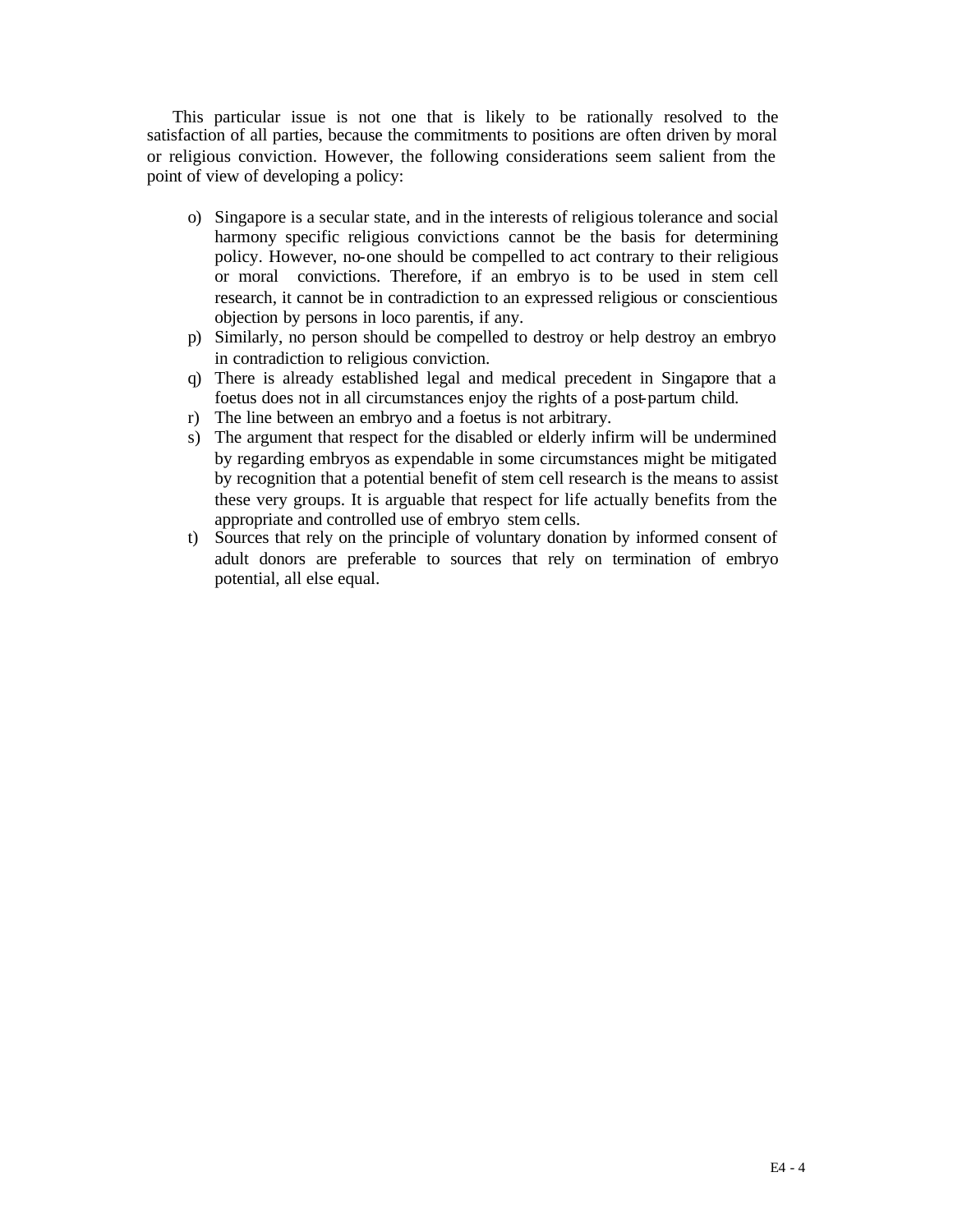This particular issue is not one that is likely to be rationally resolved to the satisfaction of all parties, because the commitments to positions are often driven by moral or religious conviction. However, the following considerations seem salient from the point of view of developing a policy:

o) Singapore is a secular state, and in the interests of religious tolerance and social harmony specific religious convictions cannot be the basis for determining policy. However, no-one should be compelled to act contrary to their religious or moral convictions. Therefore, if an embryo is to be used in stem cell research, it cannot be in contradiction to an expressed religious or conscientious objection by persons in loco parentis, if any.

p) Similarly, no person should be compelled to destroy or help destroy an embryo in contradiction to religious conviction.

q) There is already established legal and medical precedent in Singapore that a foetus does not in all circumstances enjoy the rights of a post-partum child.

r) The line between an embryo and a foetus is not arbitrary.

s) The argument that respect for the disabled or elderly infirm will be undermined by regarding embryos as expendable in some circumstances might be mitigated by recognition that a potential benefit of stem cell research is the means to assist these very groups. It is arguable that respect for life actually benefits from the appropriate and controlled use of embryo stem cells.

t) Sources that rely on the principle of voluntary donation by informed consent of adult donors are preferable to sources that rely on termination of embryo potential, all else equal.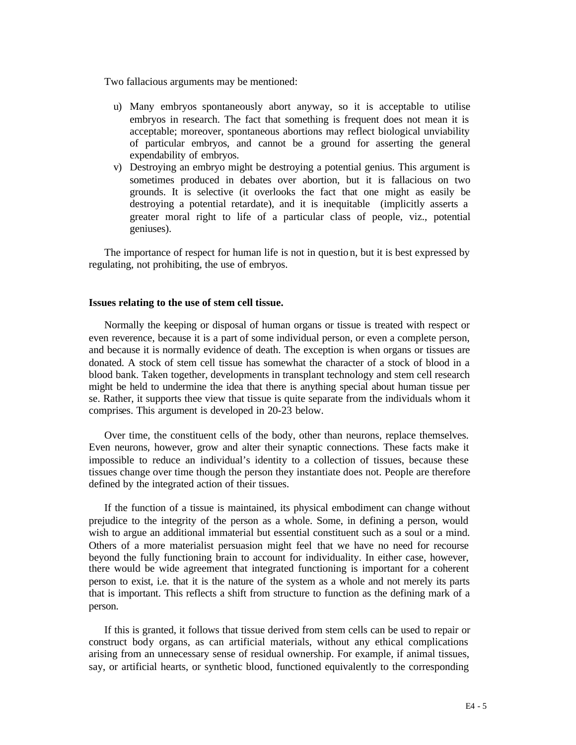Two fallacious arguments may be mentioned:

u) Many embryos spontaneously abort anyway, so it is acceptable to utilise embryos in research. The fact that something is frequent does not mean it is acceptable; moreover, spontaneous abortions may reflect biological unviability of particular embryos, and cannot be a ground for asserting the general expendability of embryos.

v) Destroying an embryo might be destroying a potential genius. This argument is sometimes produced in debates over abortion, but it is fallacious on two grounds. It is selective (it overlooks the fact that one might as easily be destroying a potential retardate), and it is inequitable (implicitly asserts a greater moral right to life of a particular class of people, viz., potential geniuses).

The importance of respect for human life is not in question, but it is best expressed by regulating, not prohibiting, the use of embryos.

**Issues relating to the use of stem cell tissue.**

Normally the keeping or disposal of human organs or tissue is treated with respect or even reverence, because it is a part of some individual person, or even a complete person, and because it is normally evidence of death. The exception is when organs or tissues are donated. A stock of stem cell tissue has somewhat the character of a stock of blood in a blood bank. Taken together, developments in transplant technology and stem cell research might be held to undermine the idea that there is anything special about human tissue per se. Rather, it supports thee view that tissue is quite separate from the individuals whom it comprises. This argument is developed in 20-23 below.

Over time, the constituent cells of the body, other than neurons, replace themselves. Even neurons, however, grow and alter their synaptic connections. These facts make it impossible to reduce an individual's identity to a collection of tissues, because these tissues change over time though the person they instantiate does not. People are therefore defined by the integrated action of their tissues.

If the function of a tissue is maintained, its physical embodiment can change without prejudice to the integrity of the person as a whole. Some, in defining a person, would wish to argue an additional immaterial but essential constituent such as a soul or a mind. Others of a more materialist persuasion might feel that we have no need for recourse beyond the fully functioning brain to account for individuality. In either case, however, there would be wide agreement that integrated functioning is important for a coherent person to exist, i.e. that it is the nature of the system as a whole and not merely its parts that is important. This reflects a shift from structure to function as the defining mark of a person.

If this is granted, it follows that tissue derived from stem cells can be used to repair or construct body organs, as can artificial materials, without any ethical complications arising from an unnecessary sense of residual ownership. For example, if animal tissues, say, or artificial hearts, or synthetic blood, functioned equivalently to the corresponding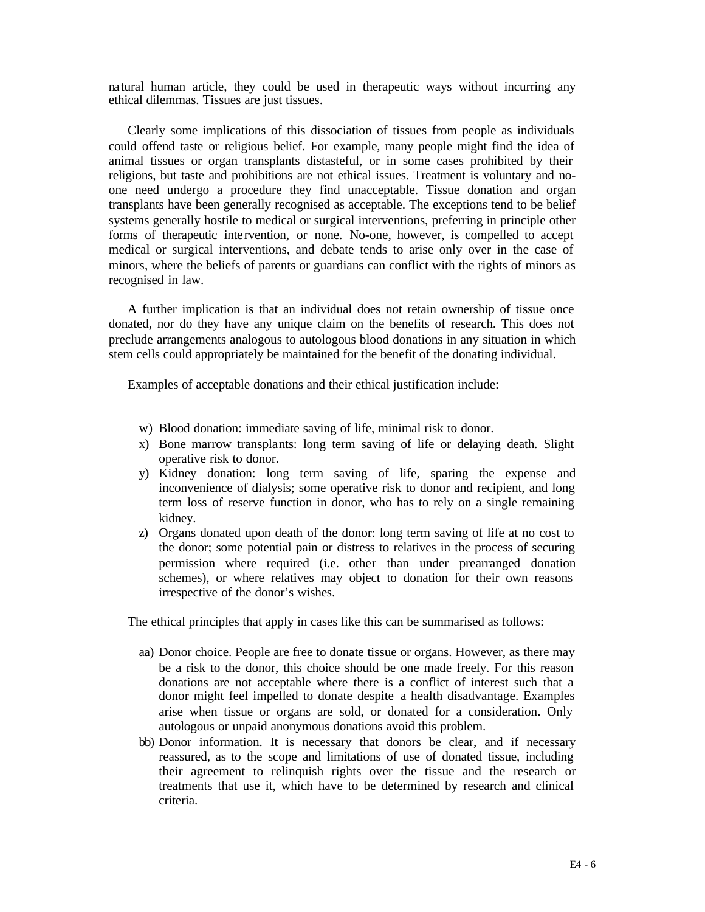natural human article, they could be used in therapeutic ways without incurring any ethical dilemmas. Tissues are just tissues.

Clearly some implications of this dissociation of tissues from people as individuals could offend taste or religious belief. For example, many people might find the idea of animal tissues or organ transplants distasteful, or in some cases prohibited by their religions, but taste and prohibitions are not ethical issues. Treatment is voluntary and no-one need undergo a procedure they find unacceptable. Tissue donation and organ transplants have been generally recognised as acceptable. The exceptions tend to be belief systems generally hostile to medical or surgical interventions, preferring in principle other forms of therapeutic intervention, or none. No-one, however, is compelled to accept medical or surgical interventions, and debate tends to arise only over in the case of minors, where the beliefs of parents or guardians can conflict with the rights of minors as recognised in law.

A further implication is that an individual does not retain ownership of tissue once donated, nor do they have any unique claim on the benefits of research. This does not preclude arrangements analogous to autologous blood donations in any situation in which stem cells could appropriately be maintained for the benefit of the donating individual.

Examples of acceptable donations and their ethical justification include:

w) Blood donation: immediate saving of life, minimal risk to donor.
x) Bone marrow transplants: long term saving of life or delaying death. Slight operative risk to donor.
y) Kidney donation: long term saving of life, sparing the expense and inconvenience of dialysis; some operative risk to donor and recipient, and long term loss of reserve function in donor, who has to rely on a single remaining kidney.
z) Organs donated upon death of the donor: long term saving of life at no cost to the donor; some potential pain or distress to relatives in the process of securing permission where required (i.e. other than under prearranged donation schemes), or where relatives may object to donation for their own reasons irrespective of the donor's wishes.

The ethical principles that apply in cases like this can be summarised as follows:

aa) Donor choice. People are free to donate tissue or organs. However, as there may be a risk to the donor, this choice should be one made freely. For this reason donations are not acceptable where there is a conflict of interest such that a donor might feel impelled to donate despite a health disadvantage. Examples arise when tissue or organs are sold, or donated for a consideration. Only autologous or unpaid anonymous donations avoid this problem.
bb) Donor information. It is necessary that donors be clear, and if necessary reassured, as to the scope and limitations of use of donated tissue, including their agreement to relinquish rights over the tissue and the research or treatments that use it, which have to be determined by research and clinical criteria.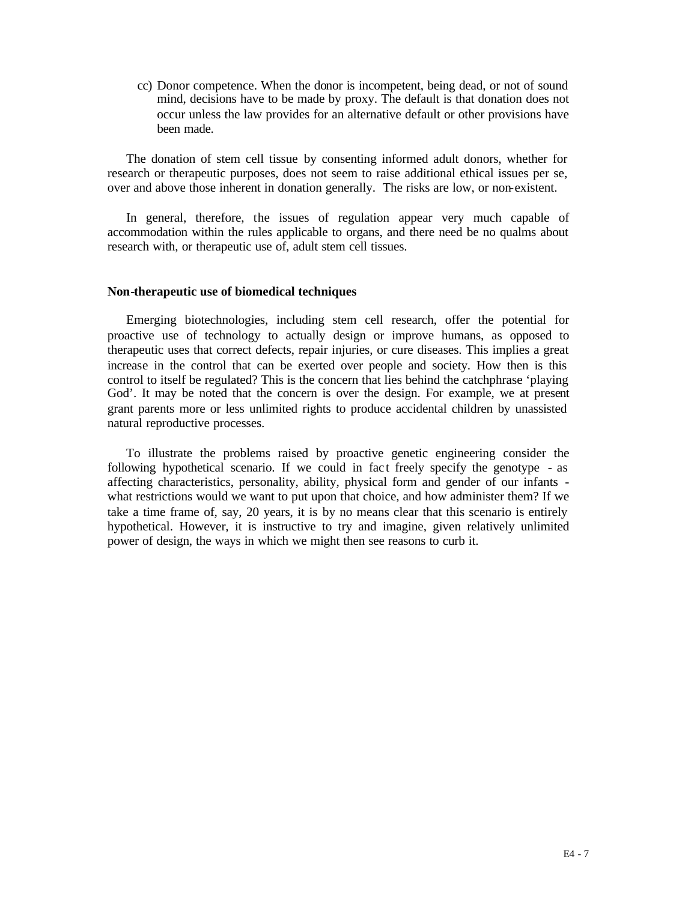cc) Donor competence. When the donor is incompetent, being dead, or not of sound mind, decisions have to be made by proxy. The default is that donation does not occur unless the law provides for an alternative default or other provisions have been made.

The donation of stem cell tissue by consenting informed adult donors, whether for research or therapeutic purposes, does not seem to raise additional ethical issues per se, over and above those inherent in donation generally. The risks are low, or non-existent.

In general, therefore, the issues of regulation appear very much capable of accommodation within the rules applicable to organs, and there need be no qualms about research with, or therapeutic use of, adult stem cell tissues.

**Non-therapeutic use of biomedical techniques**

Emerging biotechnologies, including stem cell research, offer the potential for proactive use of technology to actually design or improve humans, as opposed to therapeutic uses that correct defects, repair injuries, or cure diseases. This implies a great increase in the control that can be exerted over people and society. How then is this control to itself be regulated? This is the concern that lies behind the catchphrase 'playing God'. It may be noted that the concern is over the design. For example, we at present grant parents more or less unlimited rights to produce accidental children by unassisted natural reproductive processes.

To illustrate the problems raised by proactive genetic engineering consider the following hypothetical scenario. If we could in fact freely specify the genotype - as affecting characteristics, personality, ability, physical form and gender of our infants - what restrictions would we want to put upon that choice, and how administer them? If we take a time frame of, say, 20 years, it is by no means clear that this scenario is entirely hypothetical. However, it is instructive to try and imagine, given relatively unlimited power of design, the ways in which we might then see reasons to curb it.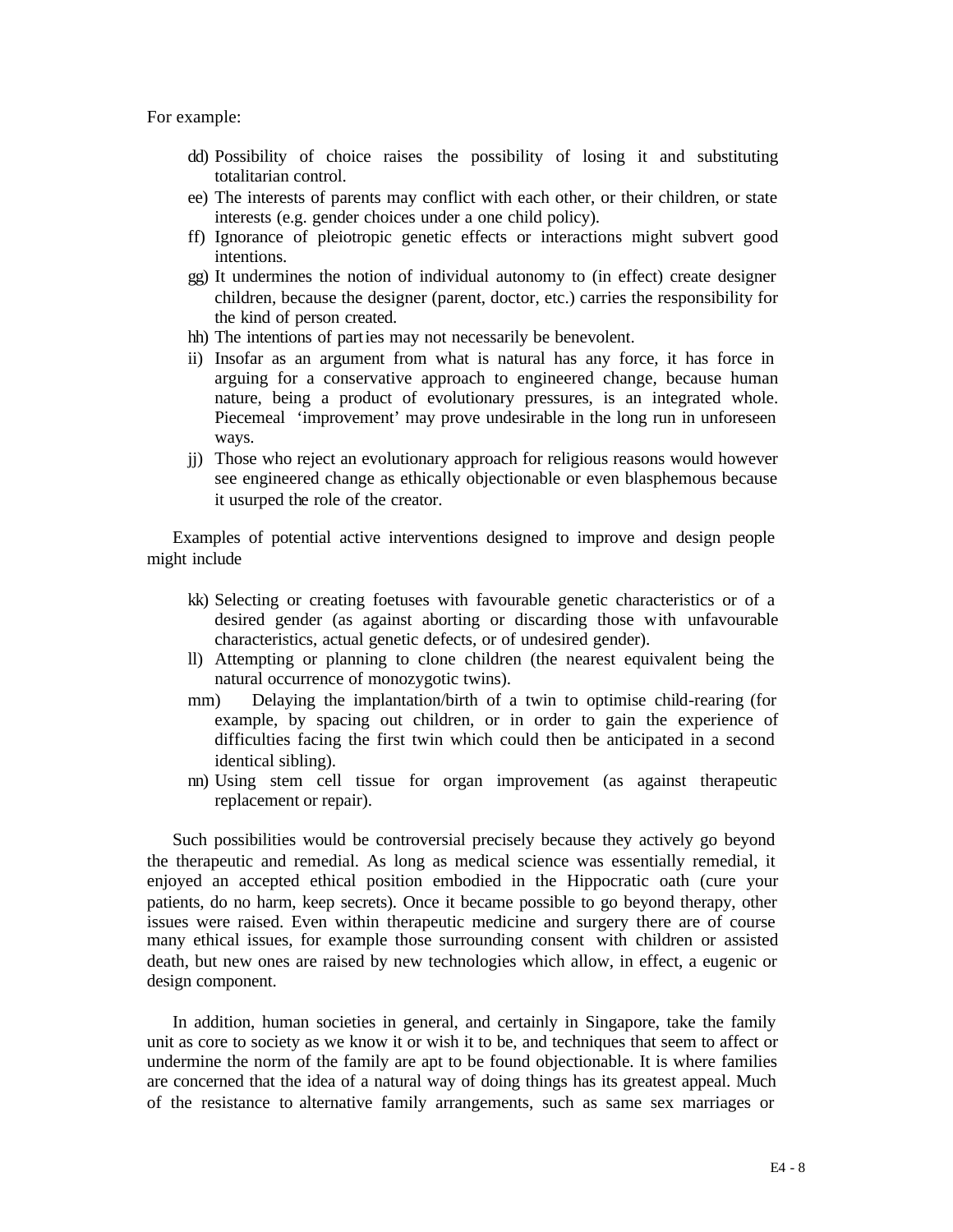For example:

dd) Possibility of choice raises the possibility of losing it and substituting totalitarian control.
ee) The interests of parents may conflict with each other, or their children, or state interests (e.g. gender choices under a one child policy).
ff) Ignorance of pleiotropic genetic effects or interactions might subvert good intentions.
gg) It undermines the notion of individual autonomy to (in effect) create designer children, because the designer (parent, doctor, etc.) carries the responsibility for the kind of person created.
hh) The intentions of parties may not necessarily be benevolent.
ii) Insofar as an argument from what is natural has any force, it has force in arguing for a conservative approach to engineered change, because human nature, being a product of evolutionary pressures, is an integrated whole. Piecemeal 'improvement' may prove undesirable in the long run in unforeseen ways.
jj) Those who reject an evolutionary approach for religious reasons would however see engineered change as ethically objectionable or even blasphemous because it usurped the role of the creator.

Examples of potential active interventions designed to improve and design people might include

kk) Selecting or creating foetuses with favourable genetic characteristics or of a desired gender (as against aborting or discarding those with unfavourable characteristics, actual genetic defects, or of undesired gender).
ll) Attempting or planning to clone children (the nearest equivalent being the natural occurrence of monozygotic twins).
mm) Delaying the implantation/birth of a twin to optimise child-rearing (for example, by spacing out children, or in order to gain the experience of difficulties facing the first twin which could then be anticipated in a second identical sibling).
nn) Using stem cell tissue for organ improvement (as against therapeutic replacement or repair).

Such possibilities would be controversial precisely because they actively go beyond the therapeutic and remedial. As long as medical science was essentially remedial, it enjoyed an accepted ethical position embodied in the Hippocratic oath (cure your patients, do no harm, keep secrets). Once it became possible to go beyond therapy, other issues were raised. Even within therapeutic medicine and surgery there are of course many ethical issues, for example those surrounding consent with children or assisted death, but new ones are raised by new technologies which allow, in effect, a eugenic or design component.

In addition, human societies in general, and certainly in Singapore, take the family unit as core to society as we know it or wish it to be, and techniques that seem to affect or undermine the norm of the family are apt to be found objectionable. It is where families are concerned that the idea of a natural way of doing things has its greatest appeal. Much of the resistance to alternative family arrangements, such as same sex marriages or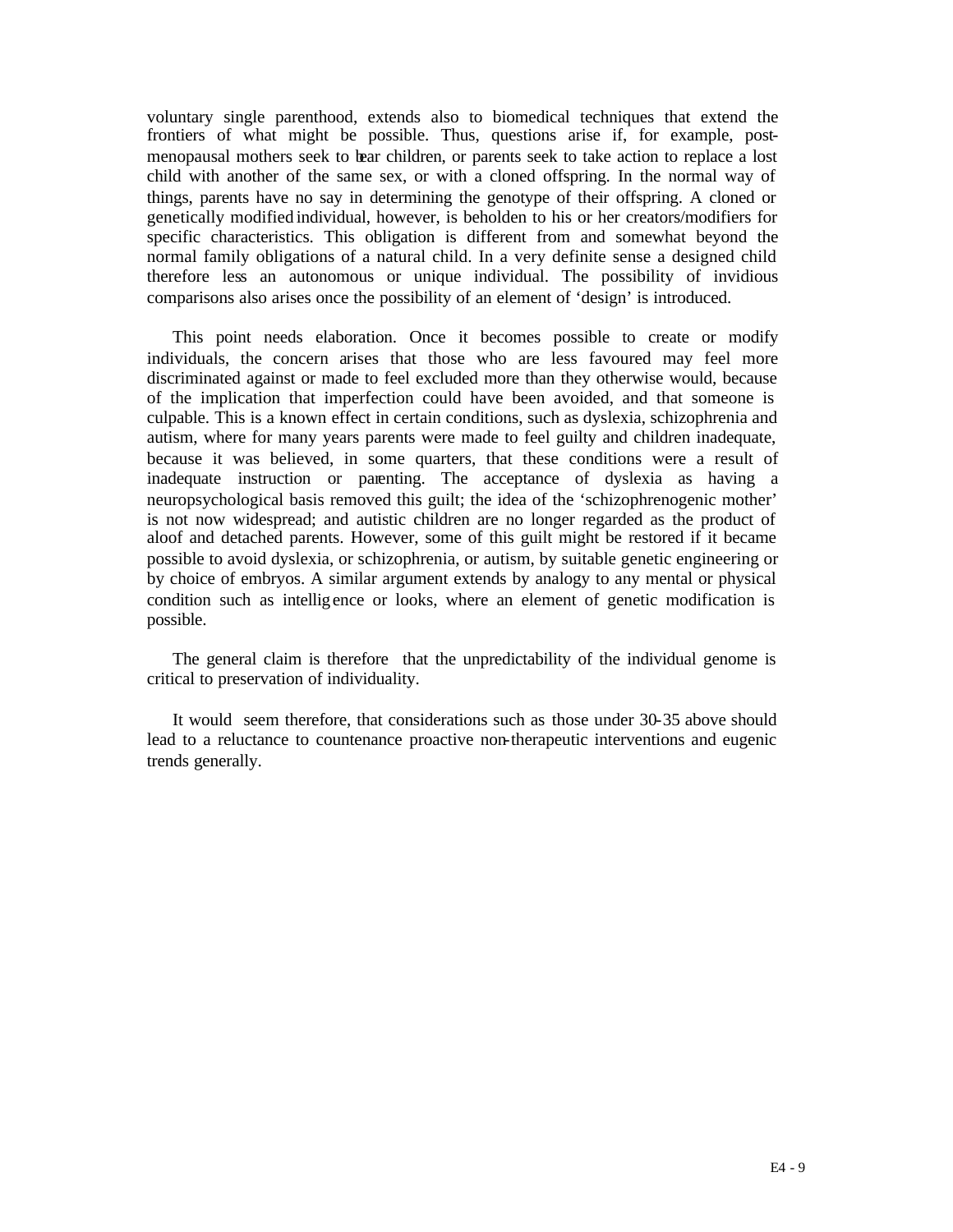voluntary single parenthood, extends also to biomedical techniques that extend the frontiers of what might be possible. Thus, questions arise if, for example, post-menopausal mothers seek to bear children, or parents seek to take action to replace a lost child with another of the same sex, or with a cloned offspring. In the normal way of things, parents have no say in determining the genotype of their offspring. A cloned or genetically modified individual, however, is beholden to his or her creators/modifiers for specific characteristics. This obligation is different from and somewhat beyond the normal family obligations of a natural child. In a very definite sense a designed child therefore less an autonomous or unique individual. The possibility of invidious comparisons also arises once the possibility of an element of 'design' is introduced.

This point needs elaboration. Once it becomes possible to create or modify individuals, the concern arises that those who are less favoured may feel more discriminated against or made to feel excluded more than they otherwise would, because of the implication that imperfection could have been avoided, and that someone is culpable. This is a known effect in certain conditions, such as dyslexia, schizophrenia and autism, where for many years parents were made to feel guilty and children inadequate, because it was believed, in some quarters, that these conditions were a result of inadequate instruction or parenting. The acceptance of dyslexia as having a neuropsychological basis removed this guilt; the idea of the 'schizophrenogenic mother' is not now widespread; and autistic children are no longer regarded as the product of aloof and detached parents. However, some of this guilt might be restored if it became possible to avoid dyslexia, or schizophrenia, or autism, by suitable genetic engineering or by choice of embryos. A similar argument extends by analogy to any mental or physical condition such as intelligence or looks, where an element of genetic modification is possible.

The general claim is therefore that the unpredictability of the individual genome is critical to preservation of individuality.

It would seem therefore, that considerations such as those under 30-35 above should lead to a reluctance to countenance proactive non-therapeutic interventions and eugenic trends generally.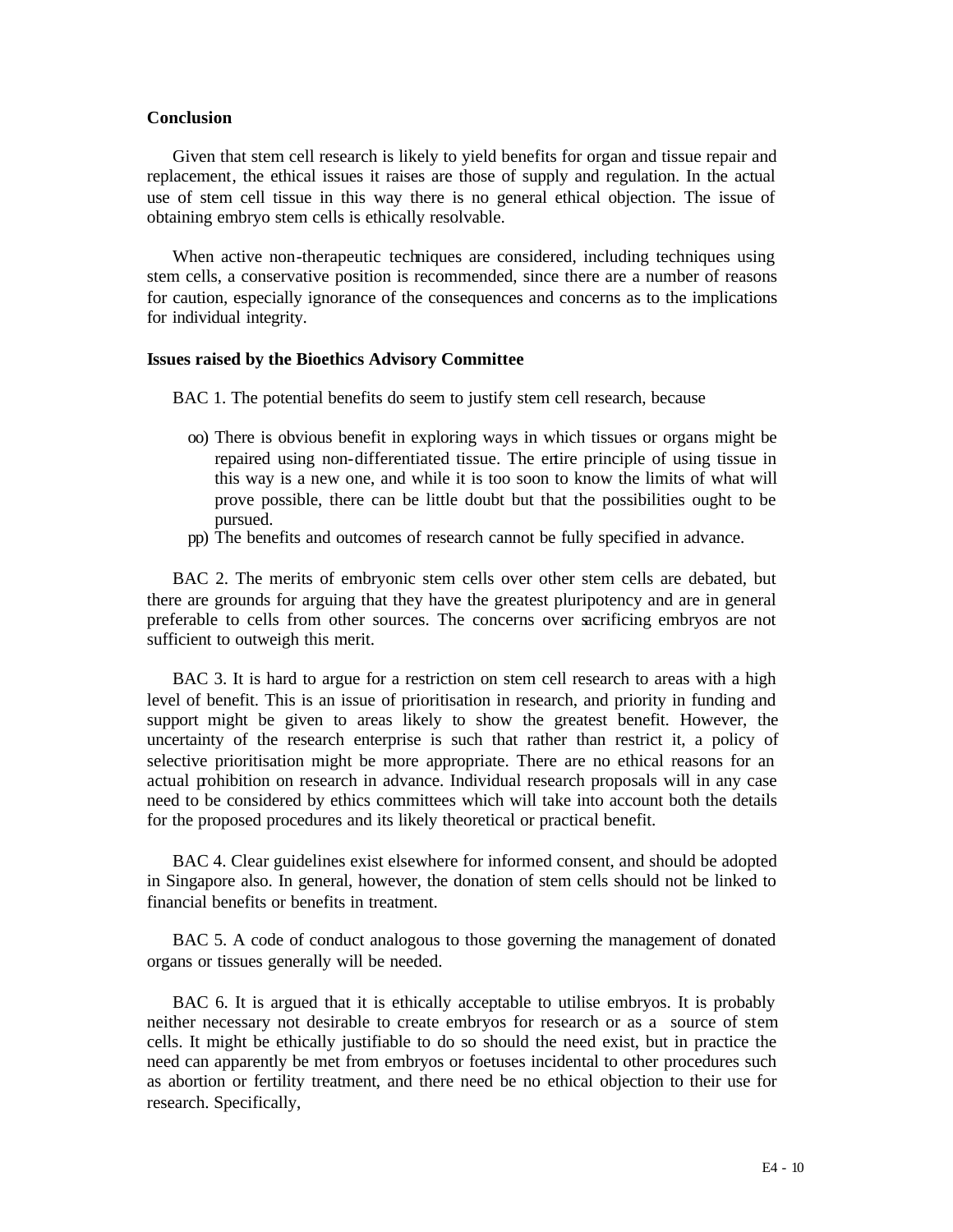**Conclusion**

Given that stem cell research is likely to yield benefits for organ and tissue repair and replacement, the ethical issues it raises are those of supply and regulation. In the actual use of stem cell tissue in this way there is no general ethical objection. The issue of obtaining embryo stem cells is ethically resolvable.

When active non-therapeutic techniques are considered, including techniques using stem cells, a conservative position is recommended, since there are a number of reasons for caution, especially ignorance of the consequences and concerns as to the implications for individual integrity.

**Issues raised by the Bioethics Advisory Committee**

BAC 1. The potential benefits do seem to justify stem cell research, because

oo) There is obvious benefit in exploring ways in which tissues or organs might be repaired using non-differentiated tissue. The entire principle of using tissue in this way is a new one, and while it is too soon to know the limits of what will prove possible, there can be little doubt but that the possibilities ought to be pursued.

pp) The benefits and outcomes of research cannot be fully specified in advance.

BAC 2. The merits of embryonic stem cells over other stem cells are debated, but there are grounds for arguing that they have the greatest pluripotency and are in general preferable to cells from other sources. The concerns over sacrificing embryos are not sufficient to outweigh this merit.

BAC 3. It is hard to argue for a restriction on stem cell research to areas with a high level of benefit. This is an issue of prioritisation in research, and priority in funding and support might be given to areas likely to show the greatest benefit. However, the uncertainty of the research enterprise is such that rather than restrict it, a policy of selective prioritisation might be more appropriate. There are no ethical reasons for an actual prohibition on research in advance. Individual research proposals will in any case need to be considered by ethics committees which will take into account both the details for the proposed procedures and its likely theoretical or practical benefit.

BAC 4. Clear guidelines exist elsewhere for informed consent, and should be adopted in Singapore also. In general, however, the donation of stem cells should not be linked to financial benefits or benefits in treatment.

BAC 5. A code of conduct analogous to those governing the management of donated organs or tissues generally will be needed.

BAC 6. It is argued that it is ethically acceptable to utilise embryos. It is probably neither necessary not desirable to create embryos for research or as a source of stem cells. It might be ethically justifiable to do so should the need exist, but in practice the need can apparently be met from embryos or foetuses incidental to other procedures such as abortion or fertility treatment, and there need be no ethical objection to their use for research. Specifically,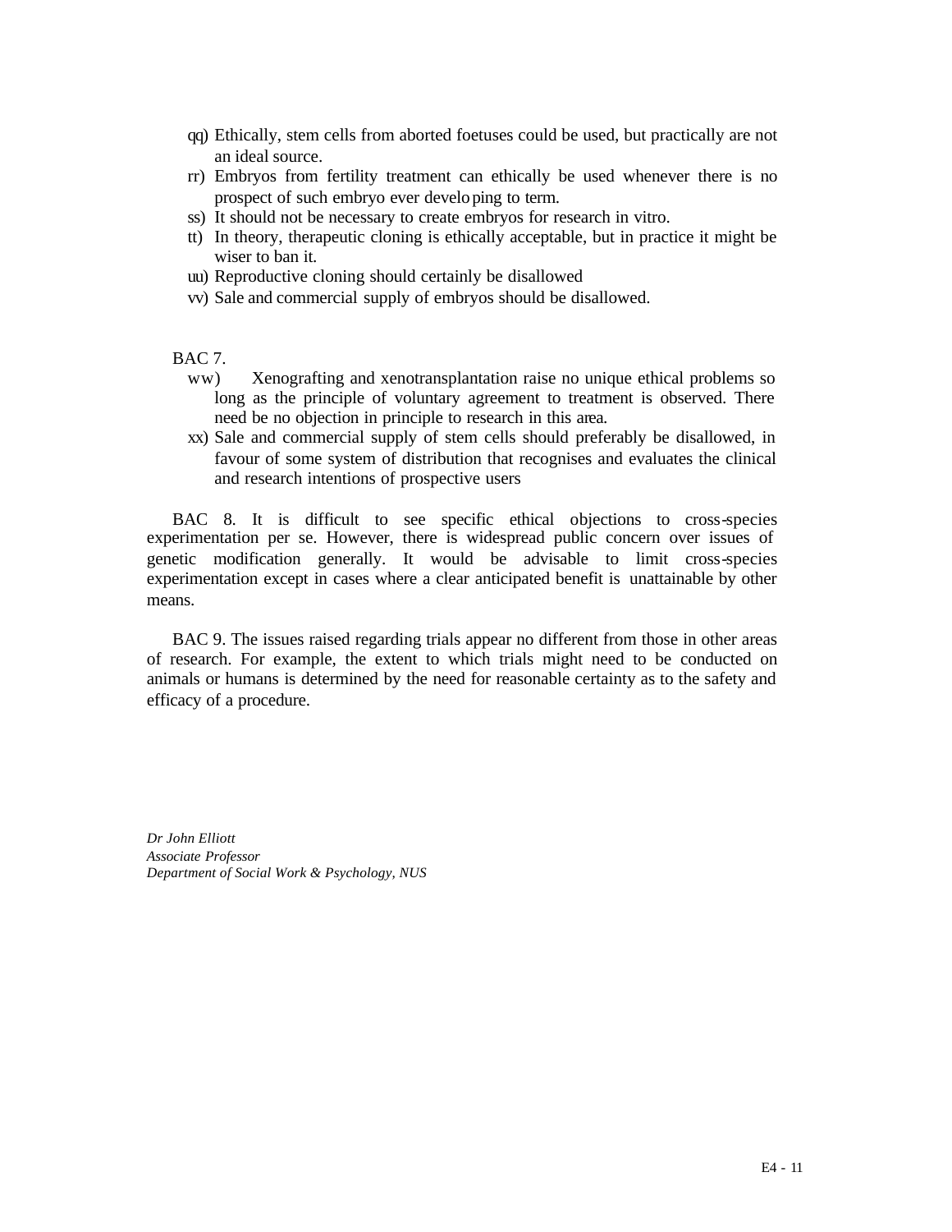qq) Ethically, stem cells from aborted foetuses could be used, but practically are not an ideal source.

rr) Embryos from fertility treatment can ethically be used whenever there is no prospect of such embryo ever developing to term.

ss) It should not be necessary to create embryos for research in vitro.

tt) In theory, therapeutic cloning is ethically acceptable, but in practice it might be wiser to ban it.

uu) Reproductive cloning should certainly be disallowed

vv) Sale and commercial supply of embryos should be disallowed.

BAC 7.

ww) Xenografting and xenotransplantation raise no unique ethical problems so long as the principle of voluntary agreement to treatment is observed. There need be no objection in principle to research in this area.

xx) Sale and commercial supply of stem cells should preferably be disallowed, in favour of some system of distribution that recognises and evaluates the clinical and research intentions of prospective users

BAC 8. It is difficult to see specific ethical objections to cross-species experimentation per se. However, there is widespread public concern over issues of genetic modification generally. It would be advisable to limit cross-species experimentation except in cases where a clear anticipated benefit is unattainable by other means.

BAC 9. The issues raised regarding trials appear no different from those in other areas of research. For example, the extent to which trials might need to be conducted on animals or humans is determined by the need for reasonable certainty as to the safety and efficacy of a procedure.

*Dr John Elliott*
*Associate Professor*
*Department of Social Work & Psychology, NUS*